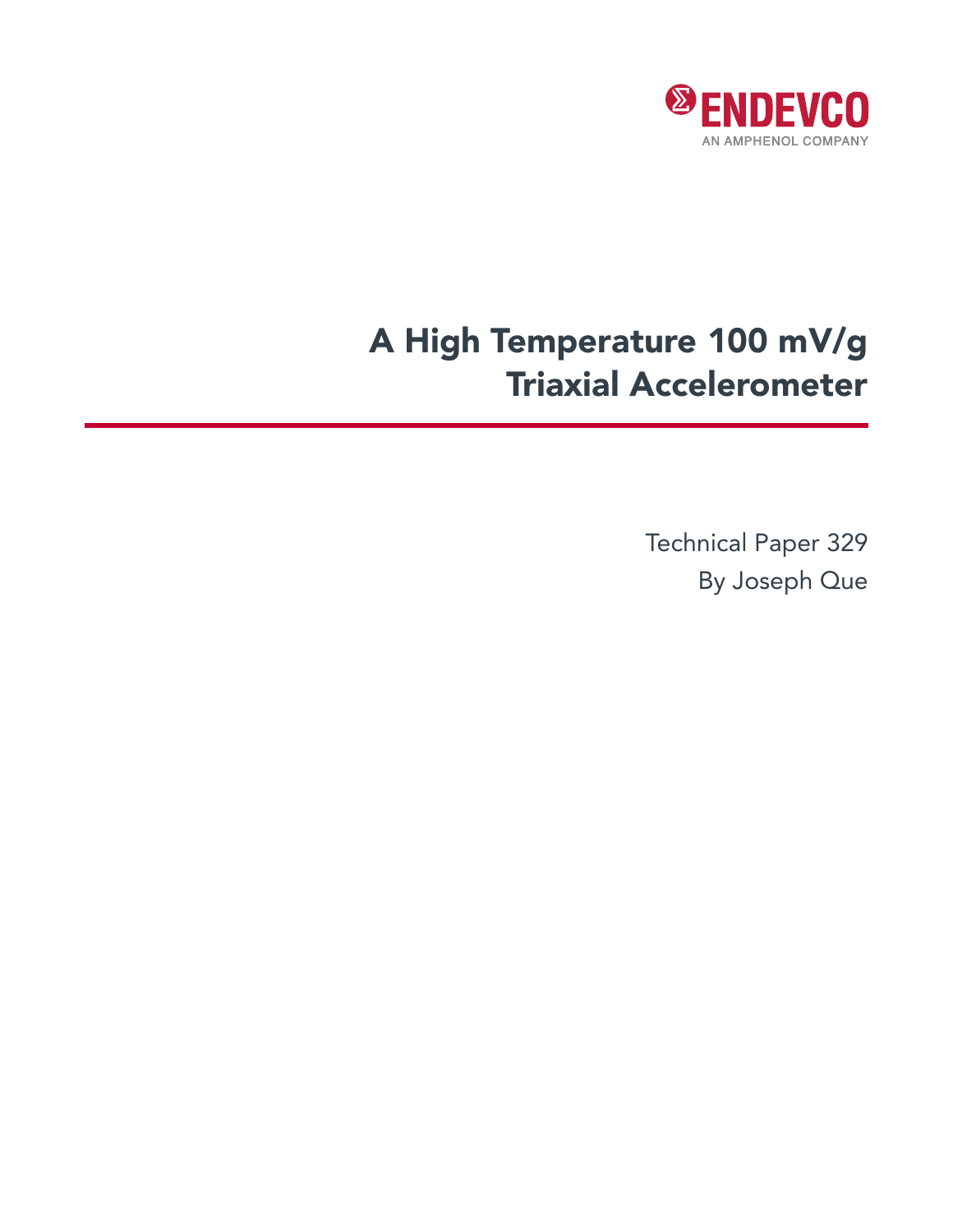ENDEVCO

AN AMPHENOL COMPANY

# A High Temperature 100 mV/g Triaxial Accelerometer

Technical Paper 329

By Joseph Que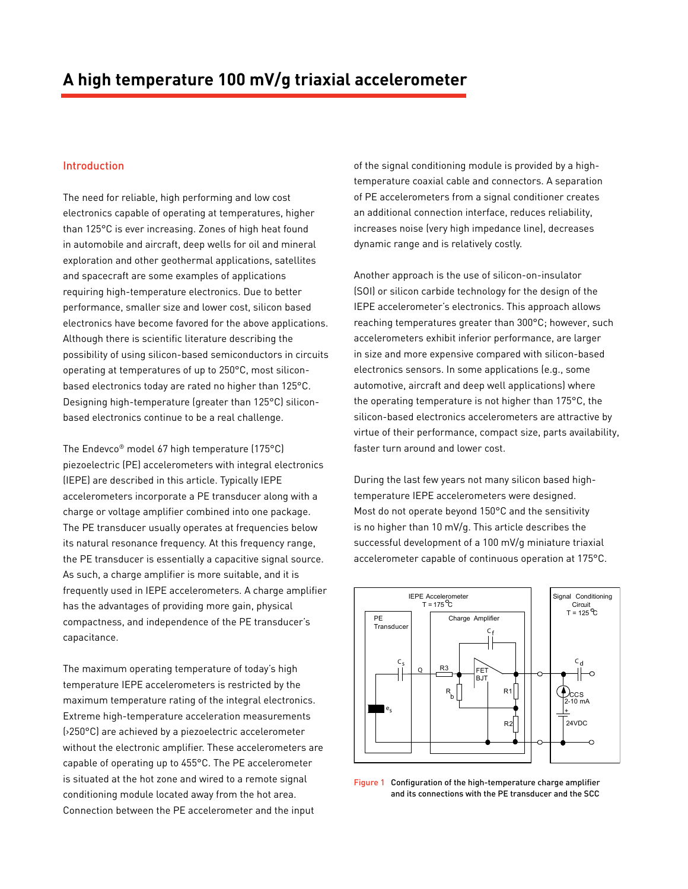# A high temperature 100 mV/g triaxial accelerometer

## Introduction

The need for reliable, high performing and low cost electronics capable of operating at temperatures, higher than 125°C is ever increasing. Zones of high heat found in automobile and aircraft, deep wells for oil and mineral exploration and other geothermal applications, satellites and spacecraft are some examples of applications requiring high-temperature electronics. Due to better performance, smaller size and lower cost, silicon based electronics have become favored for the above applications. Although there is scientific literature describing the possibility of using silicon-based semiconductors in circuits operating at temperatures of up to 250°C, most silicon-based electronics today are rated no higher than 125°C. Designing high-temperature (greater than 125°C) silicon-based electronics continue to be a real challenge.

The Endevco® model 67 high temperature (175°C) piezoelectric (PE) accelerometers with integral electronics (IEPE) are described in this article. Typically IEPE accelerometers incorporate a PE transducer along with a charge or voltage amplifier combined into one package. The PE transducer usually operates at frequencies below its natural resonance frequency. At this frequency range, the PE transducer is essentially a capacitive signal source. As such, a charge amplifier is more suitable, and it is frequently used in IEPE accelerometers. A charge amplifier has the advantages of providing more gain, physical compactness, and independence of the PE transducer's capacitance.

The maximum operating temperature of today's high temperature IEPE accelerometers is restricted by the maximum temperature rating of the integral electronics. Extreme high-temperature acceleration measurements (>250°C) are achieved by a piezoelectric accelerometer without the electronic amplifier. These accelerometers are capable of operating up to 455°C. The PE accelerometer is situated at the hot zone and wired to a remote signal conditioning module located away from the hot area. Connection between the PE accelerometer and the input of the signal conditioning module is provided by a high-temperature coaxial cable and connectors. A separation of PE accelerometers from a signal conditioner creates an additional connection interface, reduces reliability, increases noise (very high impedance line), decreases dynamic range and is relatively costly.

Another approach is the use of silicon-on-insulator (SOI) or silicon carbide technology for the design of the IEPE accelerometer's electronics. This approach allows reaching temperatures greater than 300°C; however, such accelerometers exhibit inferior performance, are larger in size and more expensive compared with silicon-based electronics sensors. In some applications (e.g., some automotive, aircraft and deep well applications) where the operating temperature is not higher than 175°C, the silicon-based electronics accelerometers are attractive by virtue of their performance, compact size, parts availability, faster turn around and lower cost.

During the last few years not many silicon based high-temperature IEPE accelerometers were designed. Most do not operate beyond 150°C and the sensitivity is no higher than 10 mV/g. This article describes the successful development of a 100 mV/g miniature triaxial accelerometer capable of continuous operation at 175°C.

Figure 1 Configuration of the high-temperature charge amplifier and its connections with the PE transducer and the SCC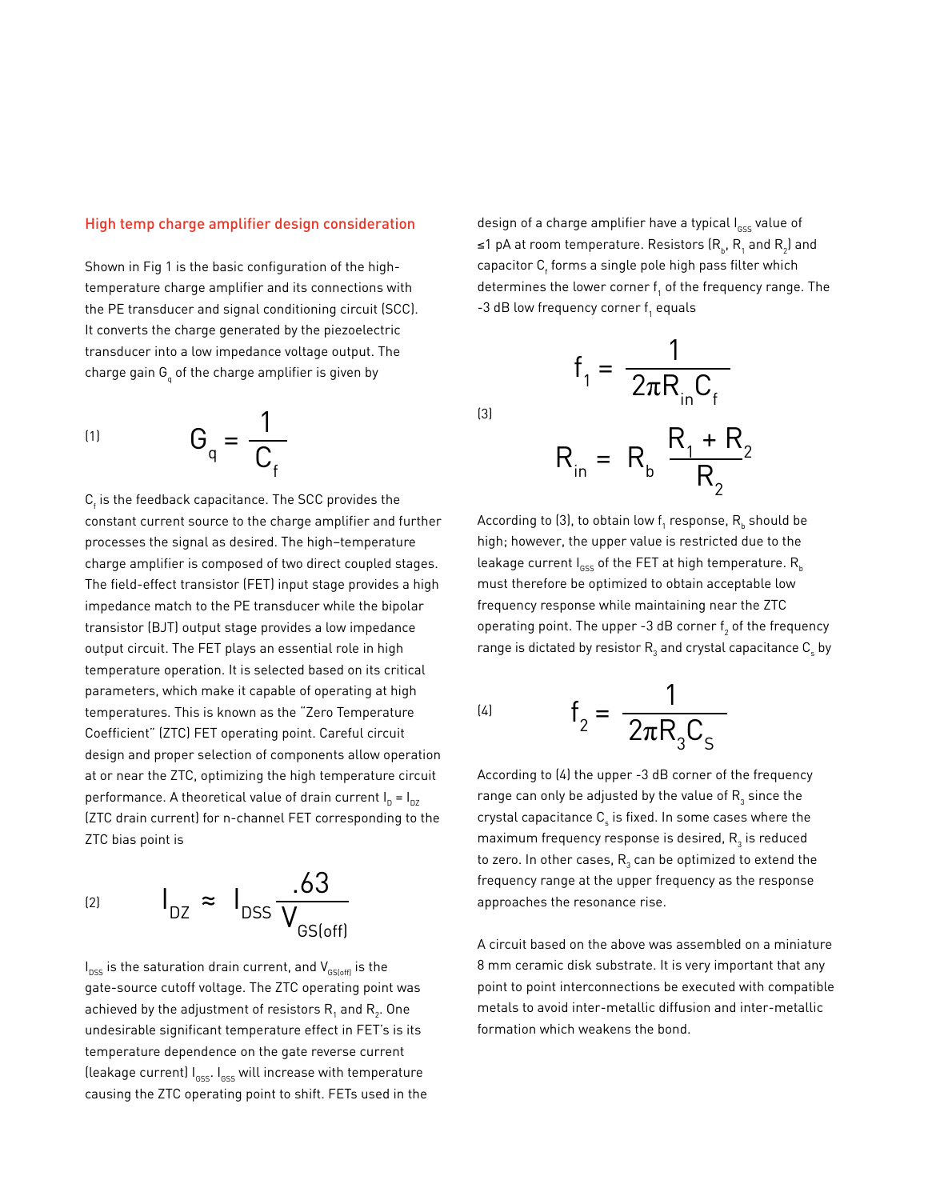## High temp charge amplifier design consideration

Shown in Fig 1 is the basic configuration of the high-temperature charge amplifier and its connections with the PE transducer and signal conditioning circuit (SCC). It converts the charge generated by the piezoelectric transducer into a low impedance voltage output. The charge gain $G_q$ of the charge amplifier is given by

$$G_q = \frac{1}{C_f} \tag{1}$$

$C_f$ is the feedback capacitance. The SCC provides the constant current source to the charge amplifier and further processes the signal as desired. The high–temperature charge amplifier is composed of two direct coupled stages. The field-effect transistor (FET) input stage provides a high impedance match to the PE transducer while the bipolar transistor (BJT) output stage provides a low impedance output circuit. The FET plays an essential role in high temperature operation. It is selected based on its critical parameters, which make it capable of operating at high temperatures. This is known as the "Zero Temperature Coefficient" (ZTC) FET operating point. Careful circuit design and proper selection of components allow operation at or near the ZTC, optimizing the high temperature circuit performance. A theoretical value of drain current $I_D = I_{DZ}$ (ZTC drain current) for n-channel FET corresponding to the ZTC bias point is

$$I_{DZ} \approx I_{DSS} \frac{.63}{V_{GS(off)}} \tag{2}$$

$I_{DSS}$ is the saturation drain current, and $V_{GS(off)}$ is the gate-source cutoff voltage. The ZTC operating point was achieved by the adjustment of resistors $R_1$ and $R_2$. One undesirable significant temperature effect in FET's is its temperature dependence on the gate reverse current (leakage current) $I_{GSS}$. $I_{GSS}$ will increase with temperature causing the ZTC operating point to shift. FETs used in the design of a charge amplifier have a typical $I_{GSS}$ value of ≤1 pA at room temperature. Resistors ($R_b$, $R_1$ and $R_2$) and capacitor $C_f$ forms a single pole high pass filter which determines the lower corner $f_1$ of the frequency range. The -3 dB low frequency corner $f_1$ equals

$$f_1 = \frac{1}{2\pi R_{in} C_f} \qquad R_{in} = R_b \frac{R_1 + R_2}{R_2} \tag{3}$$

According to (3), to obtain low $f_1$ response, $R_b$ should be high; however, the upper value is restricted due to the leakage current $I_{GSS}$ of the FET at high temperature. $R_b$ must therefore be optimized to obtain acceptable low frequency response while maintaining near the ZTC operating point. The upper -3 dB corner $f_2$ of the frequency range is dictated by resistor $R_3$ and crystal capacitance $C_s$ by

$$f_2 = \frac{1}{2\pi R_3 C_S} \tag{4}$$

According to (4) the upper -3 dB corner of the frequency range can only be adjusted by the value of $R_3$ since the crystal capacitance $C_s$ is fixed. In some cases where the maximum frequency response is desired, $R_3$ is reduced to zero. In other cases, $R_3$ can be optimized to extend the frequency range at the upper frequency as the response approaches the resonance rise.

A circuit based on the above was assembled on a miniature 8 mm ceramic disk substrate. It is very important that any point to point interconnections be executed with compatible metals to avoid inter-metallic diffusion and inter-metallic formation which weakens the bond.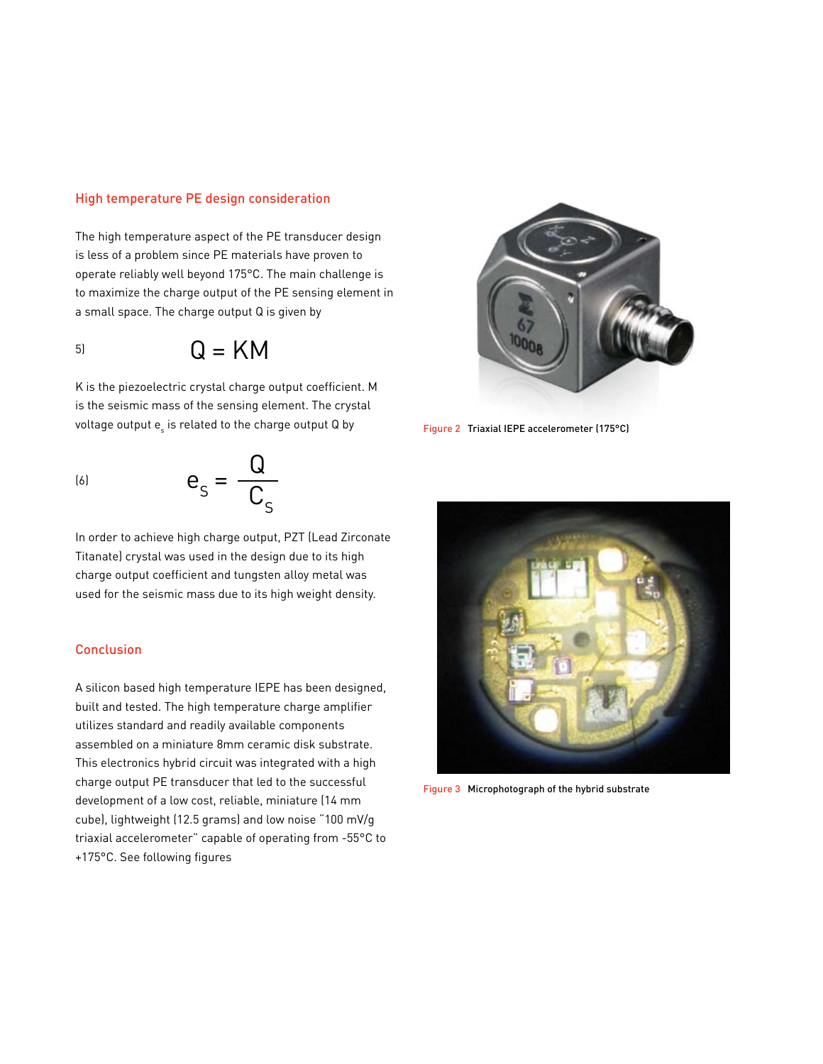## High temperature PE design consideration

The high temperature aspect of the PE transducer design is less of a problem since PE materials have proven to operate reliably well beyond 175°C. The main challenge is to maximize the charge output of the PE sensing element in a small space. The charge output Q is given by

$$Q = KM \quad (5)$$

K is the piezoelectric crystal charge output coefficient. M is the seismic mass of the sensing element. The crystal voltage output $e_s$ is related to the charge output Q by

$$e_S = \frac{Q}{C_S} \quad (6)$$

In order to achieve high charge output, PZT (Lead Zirconate Titanate) crystal was used in the design due to its high charge output coefficient and tungsten alloy metal was used for the seismic mass due to its high weight density.

## Conclusion

A silicon based high temperature IEPE has been designed, built and tested. The high temperature charge amplifier utilizes standard and readily available components assembled on a miniature 8mm ceramic disk substrate. This electronics hybrid circuit was integrated with a high charge output PE transducer that led to the successful development of a low cost, reliable, miniature (14 mm cube), lightweight (12.5 grams) and low noise "100 mV/g triaxial accelerometer" capable of operating from -55°C to +175°C. See following figures

Figure 2 Triaxial IEPE accelerometer (175°C)

Figure 3 Microphotograph of the hybrid substrate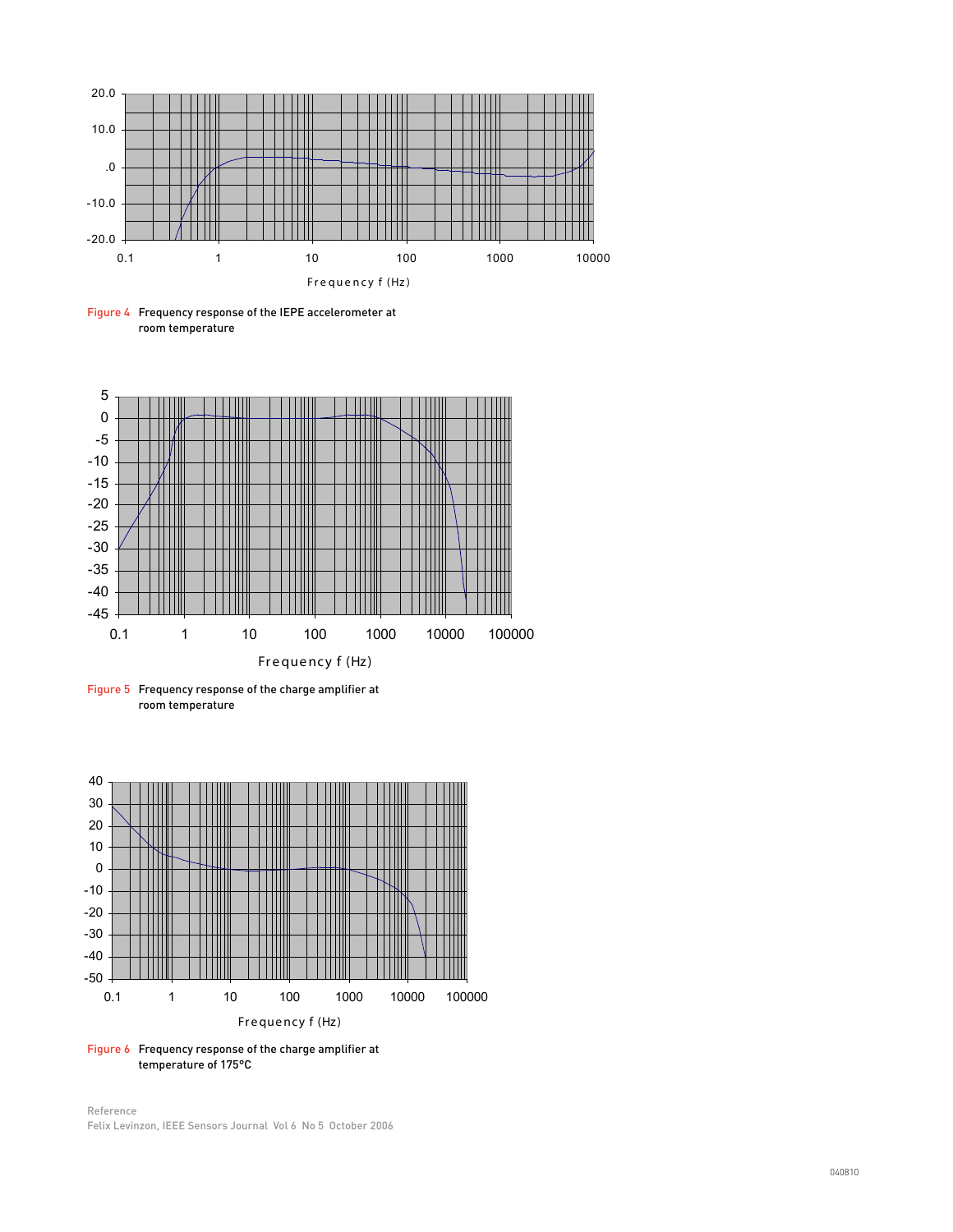20.0
10.0
.0
-10.0
-20.0
0.1
1
10
100
1000
10000
Frequency f (Hz)

Figure 4 Frequency response of the IEPE accelerometer at room temperature

5
0
-5
-10
-15
-20
-25
-30
-35
-40
-45
0.1
1
10
100
1000
10000
100000
Frequency f (Hz)

Figure 5 Frequency response of the charge amplifier at room temperature

40
30
20
10
0
-10
-20
-30
-40
-50
0.1
1
10
100
1000
10000
100000
Frequency f (Hz)

Figure 6 Frequency response of the charge amplifier at temperature of 175°C

Reference
Felix Levinzon, IEEE Sensors Journal Vol 6 No 5 October 2006

040810